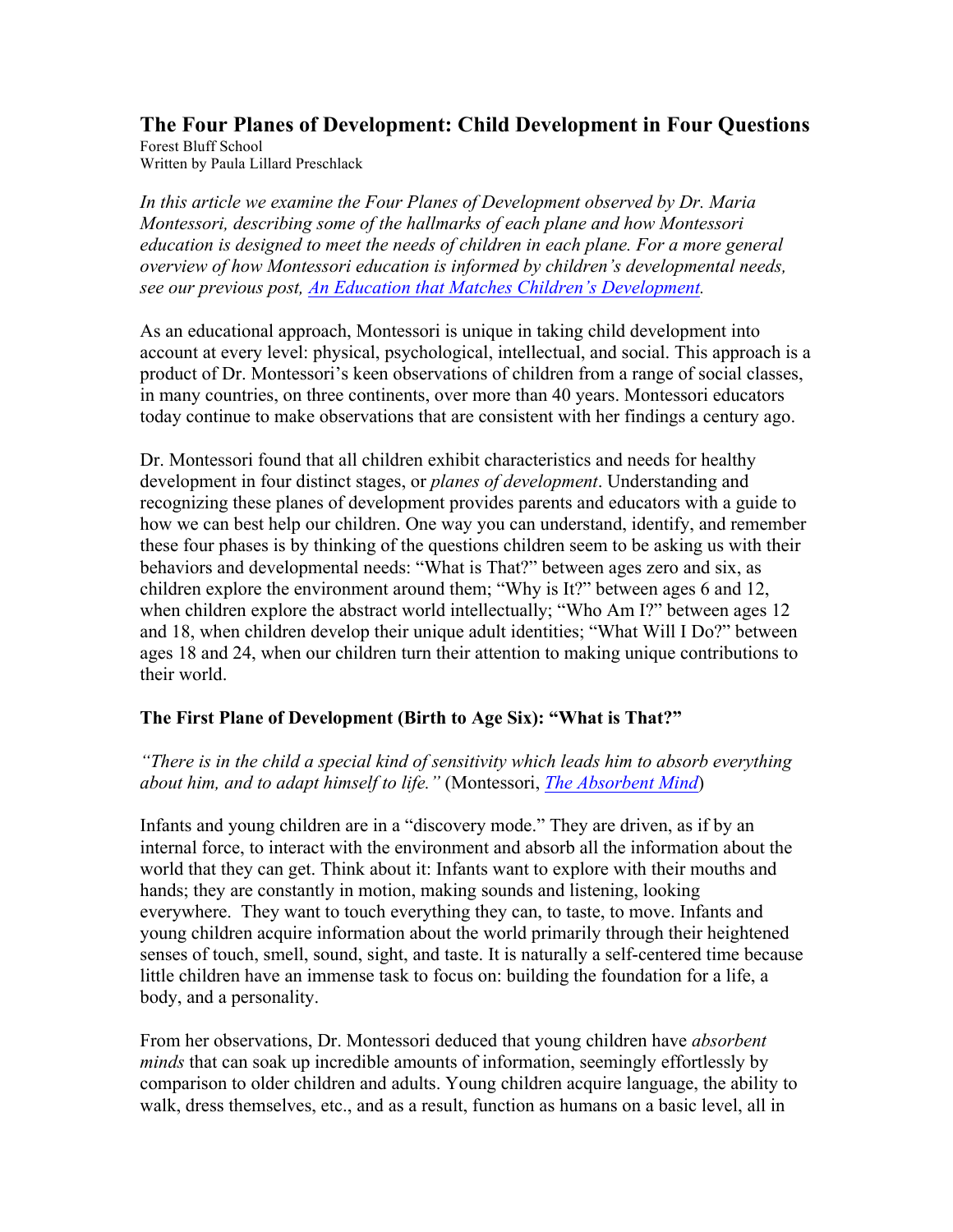# The Four Planes of Development: Child Development in Four Questions

Forest Bluff School
Written by Paula Lillard Preschlack

*In this article we examine the Four Planes of Development observed by Dr. Maria Montessori, describing some of the hallmarks of each plane and how Montessori education is designed to meet the needs of children in each plane. For a more general overview of how Montessori education is informed by children's developmental needs, see our previous post, [An Education that Matches Children's Development](#).*

As an educational approach, Montessori is unique in taking child development into account at every level: physical, psychological, intellectual, and social. This approach is a product of Dr. Montessori's keen observations of children from a range of social classes, in many countries, on three continents, over more than 40 years. Montessori educators today continue to make observations that are consistent with her findings a century ago.

Dr. Montessori found that all children exhibit characteristics and needs for healthy development in four distinct stages, or *planes of development*. Understanding and recognizing these planes of development provides parents and educators with a guide to how we can best help our children. One way you can understand, identify, and remember these four phases is by thinking of the questions children seem to be asking us with their behaviors and developmental needs: "What is That?" between ages zero and six, as children explore the environment around them; "Why is It?" between ages 6 and 12, when children explore the abstract world intellectually; "Who Am I?" between ages 12 and 18, when children develop their unique adult identities; "What Will I Do?" between ages 18 and 24, when our children turn their attention to making unique contributions to their world.

## The First Plane of Development (Birth to Age Six): "What is That?"

*"There is in the child a special kind of sensitivity which leads him to absorb everything about him, and to adapt himself to life."* (Montessori, *[The Absorbent Mind](#)*)

Infants and young children are in a "discovery mode." They are driven, as if by an internal force, to interact with the environment and absorb all the information about the world that they can get. Think about it: Infants want to explore with their mouths and hands; they are constantly in motion, making sounds and listening, looking everywhere. They want to touch everything they can, to taste, to move. Infants and young children acquire information about the world primarily through their heightened senses of touch, smell, sound, sight, and taste. It is naturally a self-centered time because little children have an immense task to focus on: building the foundation for a life, a body, and a personality.

From her observations, Dr. Montessori deduced that young children have *absorbent minds* that can soak up incredible amounts of information, seemingly effortlessly by comparison to older children and adults. Young children acquire language, the ability to walk, dress themselves, etc., and as a result, function as humans on a basic level, all in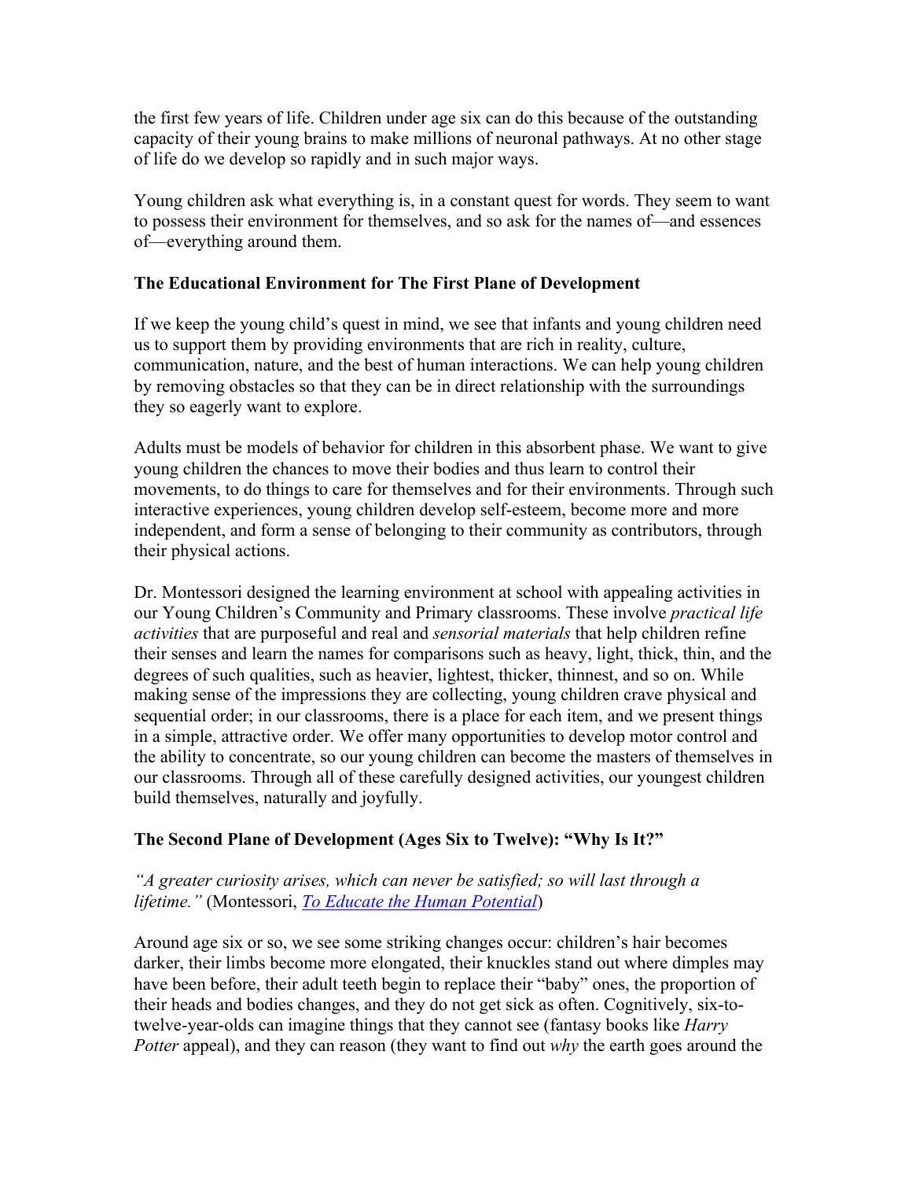the first few years of life. Children under age six can do this because of the outstanding capacity of their young brains to make millions of neuronal pathways. At no other stage of life do we develop so rapidly and in such major ways.

Young children ask what everything is, in a constant quest for words. They seem to want to possess their environment for themselves, and so ask for the names of—and essences of—everything around them.

### The Educational Environment for The First Plane of Development

If we keep the young child's quest in mind, we see that infants and young children need us to support them by providing environments that are rich in reality, culture, communication, nature, and the best of human interactions. We can help young children by removing obstacles so that they can be in direct relationship with the surroundings they so eagerly want to explore.

Adults must be models of behavior for children in this absorbent phase. We want to give young children the chances to move their bodies and thus learn to control their movements, to do things to care for themselves and for their environments. Through such interactive experiences, young children develop self-esteem, become more and more independent, and form a sense of belonging to their community as contributors, through their physical actions.

Dr. Montessori designed the learning environment at school with appealing activities in our Young Children's Community and Primary classrooms. These involve *practical life activities* that are purposeful and real and *sensorial materials* that help children refine their senses and learn the names for comparisons such as heavy, light, thick, thin, and the degrees of such qualities, such as heavier, lightest, thicker, thinnest, and so on. While making sense of the impressions they are collecting, young children crave physical and sequential order; in our classrooms, there is a place for each item, and we present things in a simple, attractive order. We offer many opportunities to develop motor control and the ability to concentrate, so our young children can become the masters of themselves in our classrooms. Through all of these carefully designed activities, our youngest children build themselves, naturally and joyfully.

### The Second Plane of Development (Ages Six to Twelve): "Why Is It?"

*"A greater curiosity arises, which can never be satisfied; so will last through a lifetime."* (Montessori, *To Educate the Human Potential*)

Around age six or so, we see some striking changes occur: children's hair becomes darker, their limbs become more elongated, their knuckles stand out where dimples may have been before, their adult teeth begin to replace their "baby" ones, the proportion of their heads and bodies changes, and they do not get sick as often. Cognitively, six-to-twelve-year-olds can imagine things that they cannot see (fantasy books like *Harry Potter* appeal), and they can reason (they want to find out *why* the earth goes around the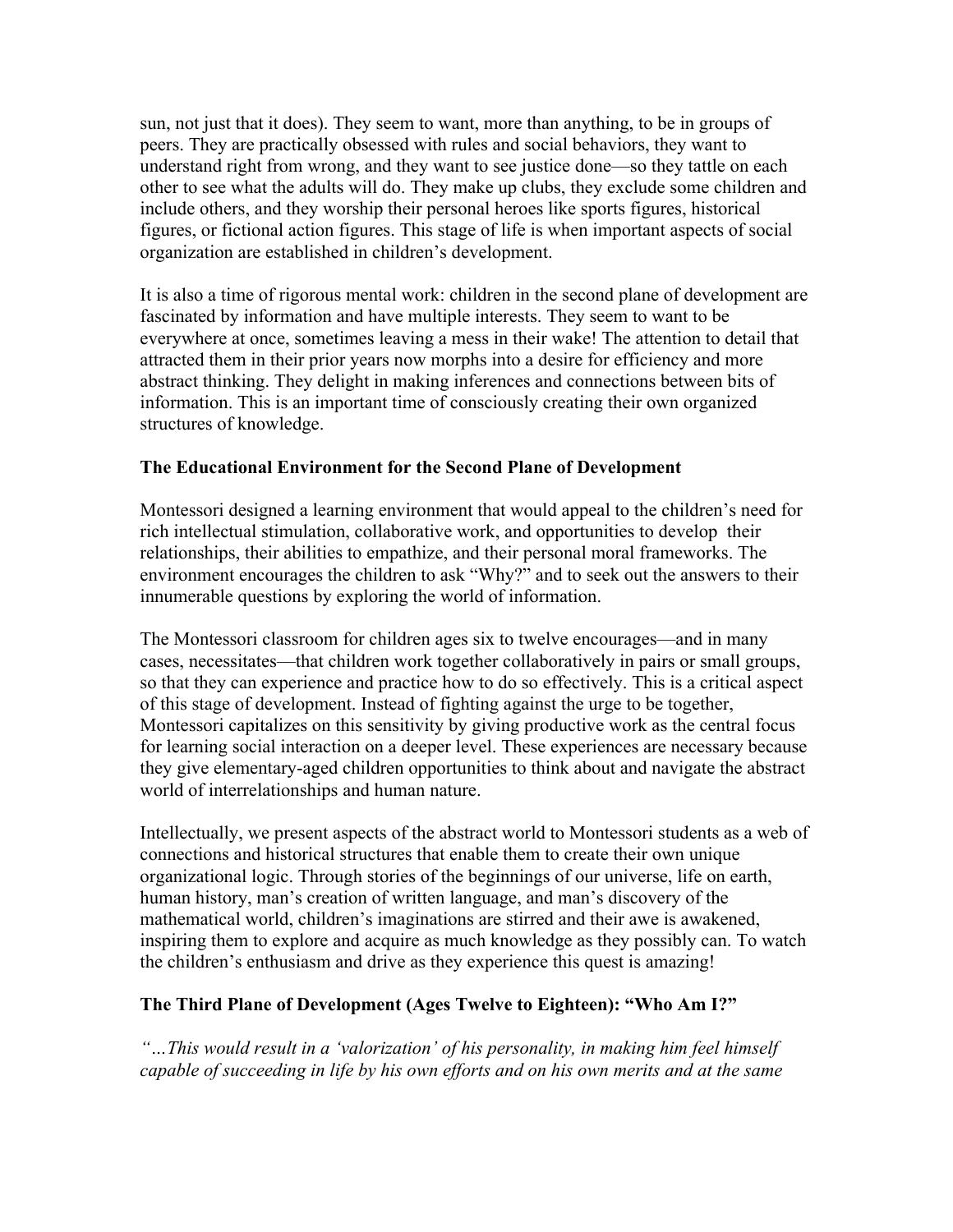sun, not just that it does). They seem to want, more than anything, to be in groups of peers. They are practically obsessed with rules and social behaviors, they want to understand right from wrong, and they want to see justice done—so they tattle on each other to see what the adults will do. They make up clubs, they exclude some children and include others, and they worship their personal heroes like sports figures, historical figures, or fictional action figures. This stage of life is when important aspects of social organization are established in children's development.

It is also a time of rigorous mental work: children in the second plane of development are fascinated by information and have multiple interests. They seem to want to be everywhere at once, sometimes leaving a mess in their wake! The attention to detail that attracted them in their prior years now morphs into a desire for efficiency and more abstract thinking. They delight in making inferences and connections between bits of information. This is an important time of consciously creating their own organized structures of knowledge.

**The Educational Environment for the Second Plane of Development**

Montessori designed a learning environment that would appeal to the children's need for rich intellectual stimulation, collaborative work, and opportunities to develop their relationships, their abilities to empathize, and their personal moral frameworks. The environment encourages the children to ask "Why?" and to seek out the answers to their innumerable questions by exploring the world of information.

The Montessori classroom for children ages six to twelve encourages—and in many cases, necessitates—that children work together collaboratively in pairs or small groups, so that they can experience and practice how to do so effectively. This is a critical aspect of this stage of development. Instead of fighting against the urge to be together, Montessori capitalizes on this sensitivity by giving productive work as the central focus for learning social interaction on a deeper level. These experiences are necessary because they give elementary-aged children opportunities to think about and navigate the abstract world of interrelationships and human nature.

Intellectually, we present aspects of the abstract world to Montessori students as a web of connections and historical structures that enable them to create their own unique organizational logic. Through stories of the beginnings of our universe, life on earth, human history, man's creation of written language, and man's discovery of the mathematical world, children's imaginations are stirred and their awe is awakened, inspiring them to explore and acquire as much knowledge as they possibly can. To watch the children's enthusiasm and drive as they experience this quest is amazing!

**The Third Plane of Development (Ages Twelve to Eighteen): "Who Am I?"**

*"…This would result in a 'valorization' of his personality, in making him feel himself capable of succeeding in life by his own efforts and on his own merits and at the same*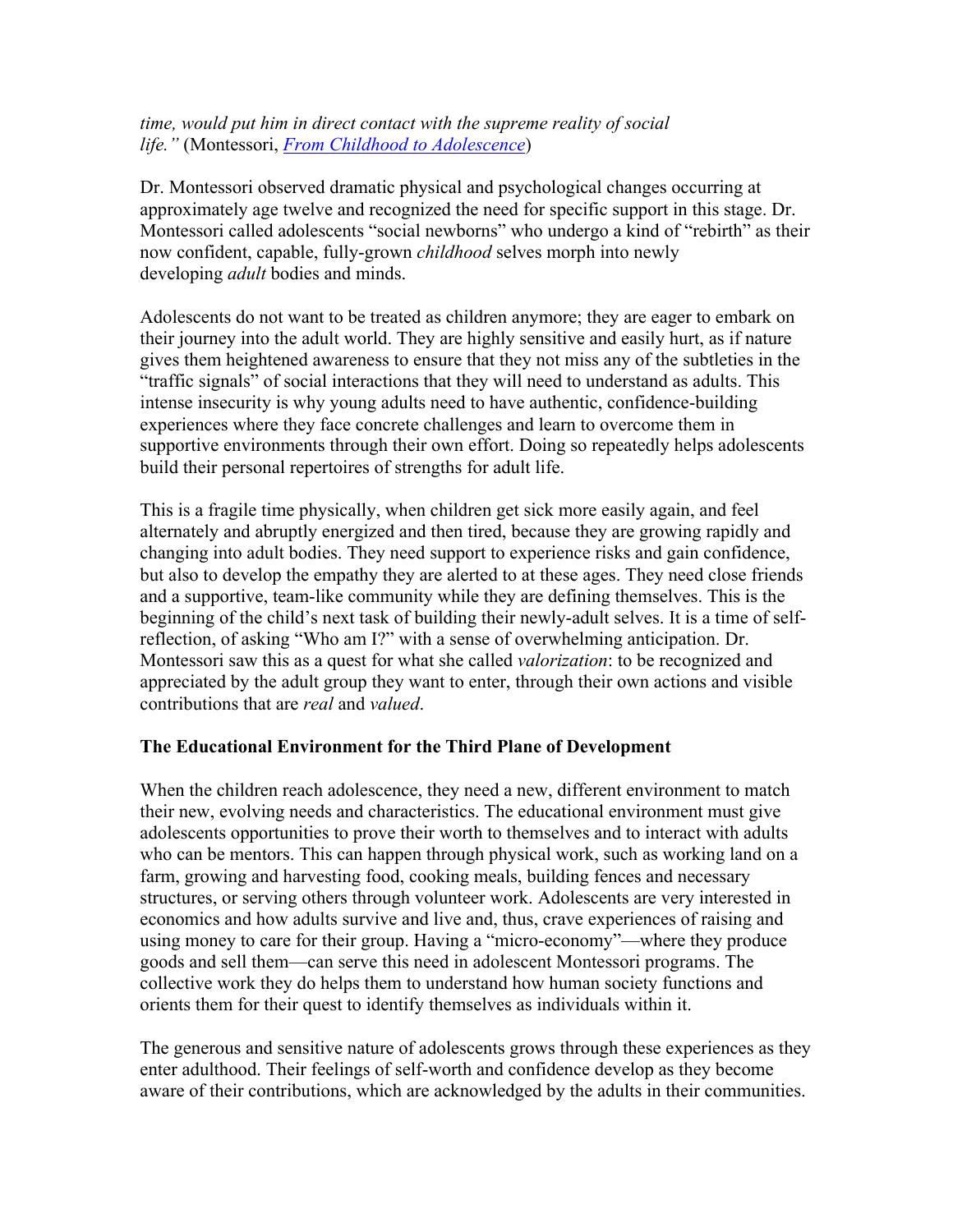*time, would put him in direct contact with the supreme reality of social life."* (Montessori, *From Childhood to Adolescence*)

Dr. Montessori observed dramatic physical and psychological changes occurring at approximately age twelve and recognized the need for specific support in this stage. Dr. Montessori called adolescents "social newborns" who undergo a kind of "rebirth" as their now confident, capable, fully-grown *childhood* selves morph into newly developing *adult* bodies and minds.

Adolescents do not want to be treated as children anymore; they are eager to embark on their journey into the adult world. They are highly sensitive and easily hurt, as if nature gives them heightened awareness to ensure that they not miss any of the subtleties in the "traffic signals" of social interactions that they will need to understand as adults. This intense insecurity is why young adults need to have authentic, confidence-building experiences where they face concrete challenges and learn to overcome them in supportive environments through their own effort. Doing so repeatedly helps adolescents build their personal repertoires of strengths for adult life.

This is a fragile time physically, when children get sick more easily again, and feel alternately and abruptly energized and then tired, because they are growing rapidly and changing into adult bodies. They need support to experience risks and gain confidence, but also to develop the empathy they are alerted to at these ages. They need close friends and a supportive, team-like community while they are defining themselves. This is the beginning of the child's next task of building their newly-adult selves. It is a time of self-reflection, of asking "Who am I?" with a sense of overwhelming anticipation. Dr. Montessori saw this as a quest for what she called *valorization*: to be recognized and appreciated by the adult group they want to enter, through their own actions and visible contributions that are *real* and *valued*.

**The Educational Environment for the Third Plane of Development**

When the children reach adolescence, they need a new, different environment to match their new, evolving needs and characteristics. The educational environment must give adolescents opportunities to prove their worth to themselves and to interact with adults who can be mentors. This can happen through physical work, such as working land on a farm, growing and harvesting food, cooking meals, building fences and necessary structures, or serving others through volunteer work. Adolescents are very interested in economics and how adults survive and live and, thus, crave experiences of raising and using money to care for their group. Having a "micro-economy"—where they produce goods and sell them—can serve this need in adolescent Montessori programs. The collective work they do helps them to understand how human society functions and orients them for their quest to identify themselves as individuals within it.

The generous and sensitive nature of adolescents grows through these experiences as they enter adulthood. Their feelings of self-worth and confidence develop as they become aware of their contributions, which are acknowledged by the adults in their communities.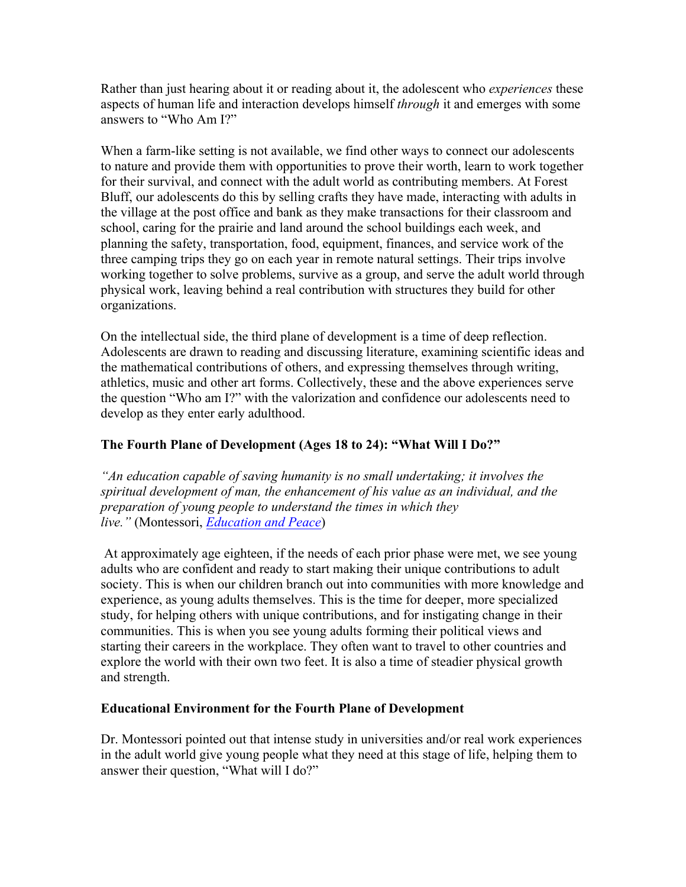Rather than just hearing about it or reading about it, the adolescent who *experiences* these aspects of human life and interaction develops himself *through* it and emerges with some answers to "Who Am I?"

When a farm-like setting is not available, we find other ways to connect our adolescents to nature and provide them with opportunities to prove their worth, learn to work together for their survival, and connect with the adult world as contributing members. At Forest Bluff, our adolescents do this by selling crafts they have made, interacting with adults in the village at the post office and bank as they make transactions for their classroom and school, caring for the prairie and land around the school buildings each week, and planning the safety, transportation, food, equipment, finances, and service work of the three camping trips they go on each year in remote natural settings. Their trips involve working together to solve problems, survive as a group, and serve the adult world through physical work, leaving behind a real contribution with structures they build for other organizations.

On the intellectual side, the third plane of development is a time of deep reflection. Adolescents are drawn to reading and discussing literature, examining scientific ideas and the mathematical contributions of others, and expressing themselves through writing, athletics, music and other art forms. Collectively, these and the above experiences serve the question "Who am I?" with the valorization and confidence our adolescents need to develop as they enter early adulthood.

### The Fourth Plane of Development (Ages 18 to 24): "What Will I Do?"

*"An education capable of saving humanity is no small undertaking; it involves the spiritual development of man, the enhancement of his value as an individual, and the preparation of young people to understand the times in which they live."* (Montessori, *Education and Peace*)

At approximately age eighteen, if the needs of each prior phase were met, we see young adults who are confident and ready to start making their unique contributions to adult society. This is when our children branch out into communities with more knowledge and experience, as young adults themselves. This is the time for deeper, more specialized study, for helping others with unique contributions, and for instigating change in their communities. This is when you see young adults forming their political views and starting their careers in the workplace. They often want to travel to other countries and explore the world with their own two feet. It is also a time of steadier physical growth and strength.

### Educational Environment for the Fourth Plane of Development

Dr. Montessori pointed out that intense study in universities and/or real work experiences in the adult world give young people what they need at this stage of life, helping them to answer their question, "What will I do?"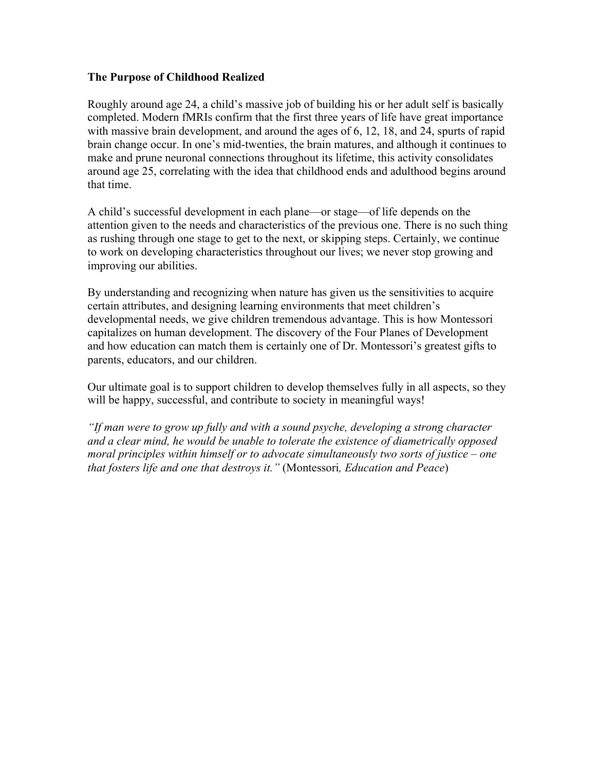## The Purpose of Childhood Realized

Roughly around age 24, a child's massive job of building his or her adult self is basically completed. Modern fMRIs confirm that the first three years of life have great importance with massive brain development, and around the ages of 6, 12, 18, and 24, spurts of rapid brain change occur. In one's mid-twenties, the brain matures, and although it continues to make and prune neuronal connections throughout its lifetime, this activity consolidates around age 25, correlating with the idea that childhood ends and adulthood begins around that time.

A child's successful development in each plane—or stage—of life depends on the attention given to the needs and characteristics of the previous one. There is no such thing as rushing through one stage to get to the next, or skipping steps. Certainly, we continue to work on developing characteristics throughout our lives; we never stop growing and improving our abilities.

By understanding and recognizing when nature has given us the sensitivities to acquire certain attributes, and designing learning environments that meet children's developmental needs, we give children tremendous advantage. This is how Montessori capitalizes on human development. The discovery of the Four Planes of Development and how education can match them is certainly one of Dr. Montessori's greatest gifts to parents, educators, and our children.

Our ultimate goal is to support children to develop themselves fully in all aspects, so they will be happy, successful, and contribute to society in meaningful ways!

*"If man were to grow up fully and with a sound psyche, developing a strong character and a clear mind, he would be unable to tolerate the existence of diametrically opposed moral principles within himself or to advocate simultaneously two sorts of justice – one that fosters life and one that destroys it."* (Montessori*, Education and Peace*)